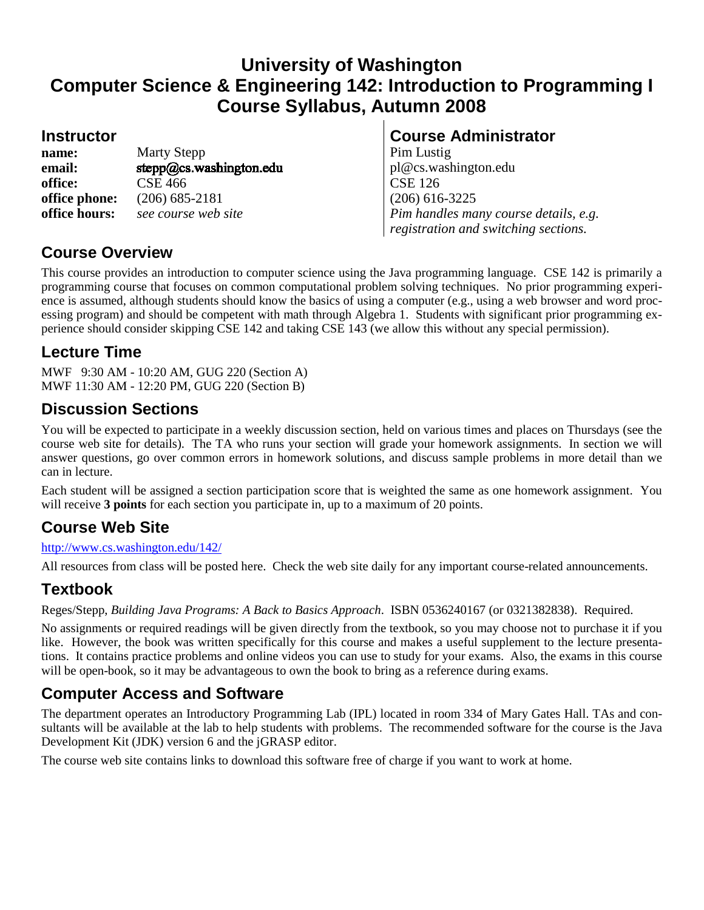# University of Washington
# Computer Science & Engineering 142: Introduction to Programming I
# Course Syllabus, Autumn 2008

## Instructor

**name:** Marty Stepp
**email:** stepp@cs.washington.edu
**office:** CSE 466
**office phone:** (206) 685-2181
**office hours:** *see course web site*

## Course Administrator

Pim Lustig
pl@cs.washington.edu
CSE 126
(206) 616-3225
*Pim handles many course details, e.g. registration and switching sections.*

## Course Overview

This course provides an introduction to computer science using the Java programming language. CSE 142 is primarily a programming course that focuses on common computational problem solving techniques. No prior programming experience is assumed, although students should know the basics of using a computer (e.g., using a web browser and word processing program) and should be competent with math through Algebra 1. Students with significant prior programming experience should consider skipping CSE 142 and taking CSE 143 (we allow this without any special permission).

## Lecture Time

MWF 9:30 AM - 10:20 AM, GUG 220 (Section A)
MWF 11:30 AM - 12:20 PM, GUG 220 (Section B)

## Discussion Sections

You will be expected to participate in a weekly discussion section, held on various times and places on Thursdays (see the course web site for details). The TA who runs your section will grade your homework assignments. In section we will answer questions, go over common errors in homework solutions, and discuss sample problems in more detail than we can in lecture.

Each student will be assigned a section participation score that is weighted the same as one homework assignment. You will receive **3 points** for each section you participate in, up to a maximum of 20 points.

## Course Web Site

http://www.cs.washington.edu/142/

All resources from class will be posted here. Check the web site daily for any important course-related announcements.

## Textbook

Reges/Stepp, *Building Java Programs: A Back to Basics Approach*. ISBN 0536240167 (or 0321382838). Required.

No assignments or required readings will be given directly from the textbook, so you may choose not to purchase it if you like. However, the book was written specifically for this course and makes a useful supplement to the lecture presentations. It contains practice problems and online videos you can use to study for your exams. Also, the exams in this course will be open-book, so it may be advantageous to own the book to bring as a reference during exams.

## Computer Access and Software

The department operates an Introductory Programming Lab (IPL) located in room 334 of Mary Gates Hall. TAs and consultants will be available at the lab to help students with problems. The recommended software for the course is the Java Development Kit (JDK) version 6 and the jGRASP editor.

The course web site contains links to download this software free of charge if you want to work at home.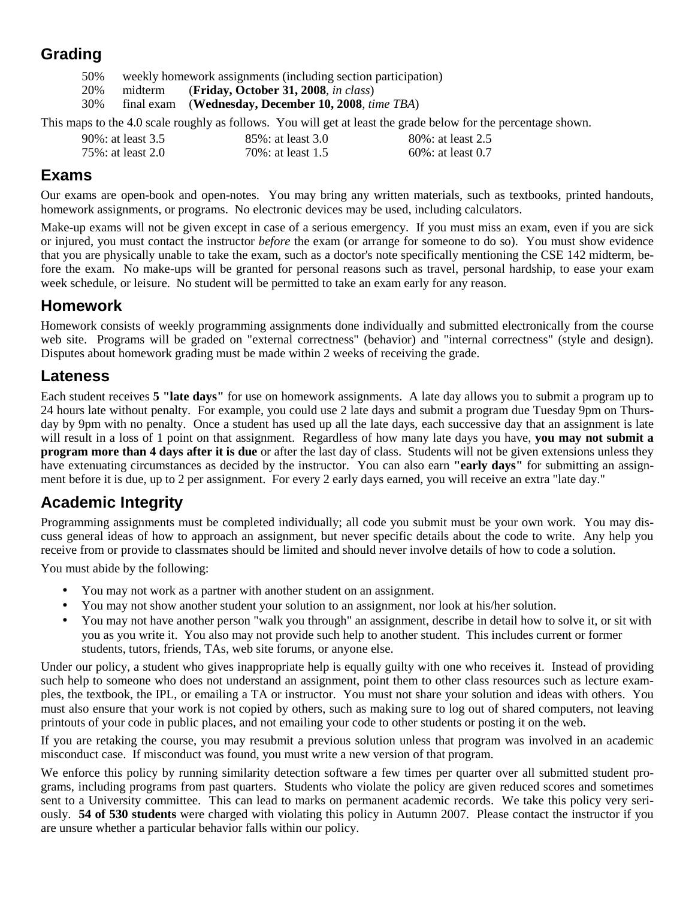## Grading

| | | |
|---|---|---|
| 50% | weekly homework assignments (including section participation) | |
| 20% | midterm | (**Friday, October 31, 2008**, *in class*) |
| 30% | final exam | (**Wednesday, December 10, 2008**, *time TBA*) |

This maps to the 4.0 scale roughly as follows. You will get at least the grade below for the percentage shown.

| | | |
|---|---|---|
| 90%: at least 3.5 | 85%: at least 3.0 | 80%: at least 2.5 |
| 75%: at least 2.0 | 70%: at least 1.5 | 60%: at least 0.7 |

## Exams

Our exams are open-book and open-notes. You may bring any written materials, such as textbooks, printed handouts, homework assignments, or programs. No electronic devices may be used, including calculators.

Make-up exams will not be given except in case of a serious emergency. If you must miss an exam, even if you are sick or injured, you must contact the instructor *before* the exam (or arrange for someone to do so). You must show evidence that you are physically unable to take the exam, such as a doctor's note specifically mentioning the CSE 142 midterm, before the exam. No make-ups will be granted for personal reasons such as travel, personal hardship, to ease your exam week schedule, or leisure. No student will be permitted to take an exam early for any reason.

## Homework

Homework consists of weekly programming assignments done individually and submitted electronically from the course web site. Programs will be graded on "external correctness" (behavior) and "internal correctness" (style and design). Disputes about homework grading must be made within 2 weeks of receiving the grade.

## Lateness

Each student receives **5 "late days"** for use on homework assignments. A late day allows you to submit a program up to 24 hours late without penalty. For example, you could use 2 late days and submit a program due Tuesday 9pm on Thursday by 9pm with no penalty. Once a student has used up all the late days, each successive day that an assignment is late will result in a loss of 1 point on that assignment. Regardless of how many late days you have, **you may not submit a program more than 4 days after it is due** or after the last day of class. Students will not be given extensions unless they have extenuating circumstances as decided by the instructor. You can also earn **"early days"** for submitting an assignment before it is due, up to 2 per assignment. For every 2 early days earned, you will receive an extra "late day."

## Academic Integrity

Programming assignments must be completed individually; all code you submit must be your own work. You may discuss general ideas of how to approach an assignment, but never specific details about the code to write. Any help you receive from or provide to classmates should be limited and should never involve details of how to code a solution.

You must abide by the following:

- You may not work as a partner with another student on an assignment.
- You may not show another student your solution to an assignment, nor look at his/her solution.
- You may not have another person "walk you through" an assignment, describe in detail how to solve it, or sit with you as you write it. You also may not provide such help to another student. This includes current or former students, tutors, friends, TAs, web site forums, or anyone else.

Under our policy, a student who gives inappropriate help is equally guilty with one who receives it. Instead of providing such help to someone who does not understand an assignment, point them to other class resources such as lecture examples, the textbook, the IPL, or emailing a TA or instructor. You must not share your solution and ideas with others. You must also ensure that your work is not copied by others, such as making sure to log out of shared computers, not leaving printouts of your code in public places, and not emailing your code to other students or posting it on the web.

If you are retaking the course, you may resubmit a previous solution unless that program was involved in an academic misconduct case. If misconduct was found, you must write a new version of that program.

We enforce this policy by running similarity detection software a few times per quarter over all submitted student programs, including programs from past quarters. Students who violate the policy are given reduced scores and sometimes sent to a University committee. This can lead to marks on permanent academic records. We take this policy very seriously. **54 of 530 students** were charged with violating this policy in Autumn 2007. Please contact the instructor if you are unsure whether a particular behavior falls within our policy.